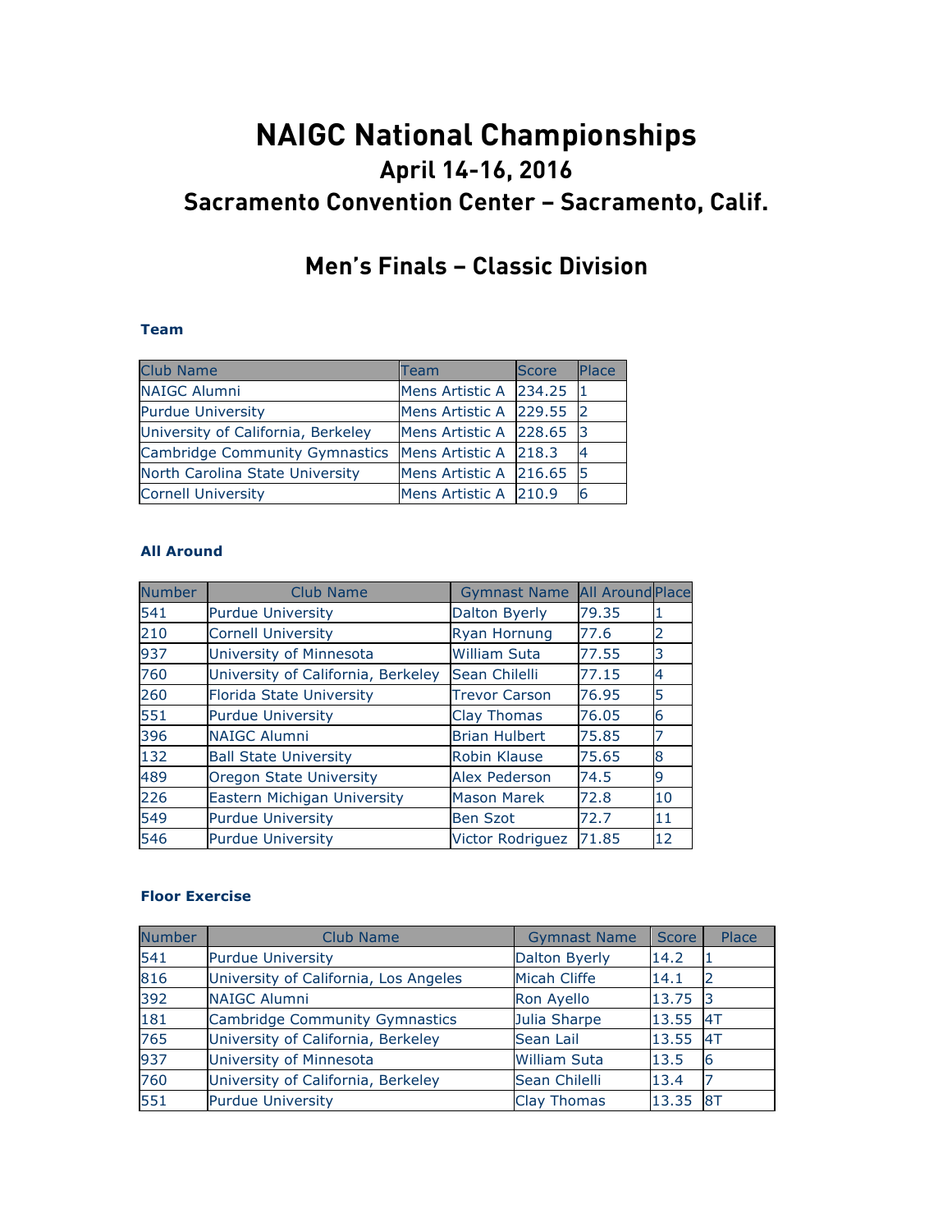# NAIGC National Championships

## April 14-16, 2016

## Sacramento Convention Center – Sacramento, Calif.

## Men's Finals – Classic Division

### Team

| Club Name | Team | Score | Place |
|---|---|---|---|
| NAIGC Alumni | Mens Artistic A | 234.25 | 1 |
| Purdue University | Mens Artistic A | 229.55 | 2 |
| University of California, Berkeley | Mens Artistic A | 228.65 | 3 |
| Cambridge Community Gymnastics | Mens Artistic A | 218.3 | 4 |
| North Carolina State University | Mens Artistic A | 216.65 | 5 |
| Cornell University | Mens Artistic A | 210.9 | 6 |

### All Around

| Number | Club Name | Gymnast Name | All Around | Place |
|---|---|---|---|---|
| 541 | Purdue University | Dalton Byerly | 79.35 | 1 |
| 210 | Cornell University | Ryan Hornung | 77.6 | 2 |
| 937 | University of Minnesota | William Suta | 77.55 | 3 |
| 760 | University of California, Berkeley | Sean Chilelli | 77.15 | 4 |
| 260 | Florida State University | Trevor Carson | 76.95 | 5 |
| 551 | Purdue University | Clay Thomas | 76.05 | 6 |
| 396 | NAIGC Alumni | Brian Hulbert | 75.85 | 7 |
| 132 | Ball State University | Robin Klause | 75.65 | 8 |
| 489 | Oregon State University | Alex Pederson | 74.5 | 9 |
| 226 | Eastern Michigan University | Mason Marek | 72.8 | 10 |
| 549 | Purdue University | Ben Szot | 72.7 | 11 |
| 546 | Purdue University | Victor Rodriguez | 71.85 | 12 |

### Floor Exercise

| Number | Club Name | Gymnast Name | Score | Place |
|---|---|---|---|---|
| 541 | Purdue University | Dalton Byerly | 14.2 | 1 |
| 816 | University of California, Los Angeles | Micah Cliffe | 14.1 | 2 |
| 392 | NAIGC Alumni | Ron Ayello | 13.75 | 3 |
| 181 | Cambridge Community Gymnastics | Julia Sharpe | 13.55 | 4T |
| 765 | University of California, Berkeley | Sean Lail | 13.55 | 4T |
| 937 | University of Minnesota | William Suta | 13.5 | 6 |
| 760 | University of California, Berkeley | Sean Chilelli | 13.4 | 7 |
| 551 | Purdue University | Clay Thomas | 13.35 | 8T |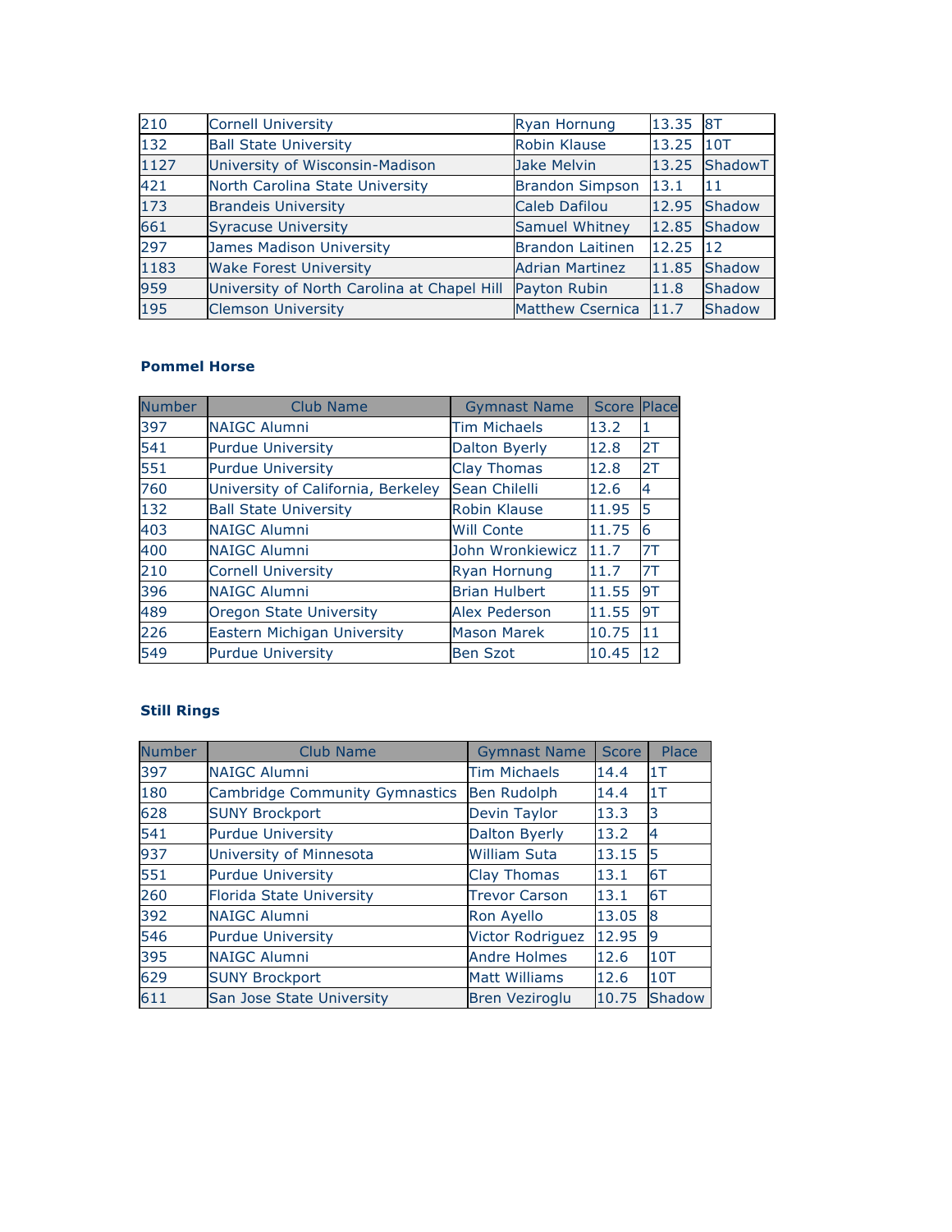| | | | | |
|---|---|---|---|---|
| 210 | Cornell University | Ryan Hornung | 13.35 | 8T |
| 132 | Ball State University | Robin Klause | 13.25 | 10T |
| 1127 | University of Wisconsin-Madison | Jake Melvin | 13.25 | ShadowT |
| 421 | North Carolina State University | Brandon Simpson | 13.1 | 11 |
| 173 | Brandeis University | Caleb Dafilou | 12.95 | Shadow |
| 661 | Syracuse University | Samuel Whitney | 12.85 | Shadow |
| 297 | James Madison University | Brandon Laitinen | 12.25 | 12 |
| 1183 | Wake Forest University | Adrian Martinez | 11.85 | Shadow |
| 959 | University of North Carolina at Chapel Hill | Payton Rubin | 11.8 | Shadow |
| 195 | Clemson University | Matthew Csernica | 11.7 | Shadow |

### Pommel Horse

| Number | Club Name | Gymnast Name | Score | Place |
|---|---|---|---|---|
| 397 | NAIGC Alumni | Tim Michaels | 13.2 | 1 |
| 541 | Purdue University | Dalton Byerly | 12.8 | 2T |
| 551 | Purdue University | Clay Thomas | 12.8 | 2T |
| 760 | University of California, Berkeley | Sean Chilelli | 12.6 | 4 |
| 132 | Ball State University | Robin Klause | 11.95 | 5 |
| 403 | NAIGC Alumni | Will Conte | 11.75 | 6 |
| 400 | NAIGC Alumni | John Wronkiewicz | 11.7 | 7T |
| 210 | Cornell University | Ryan Hornung | 11.7 | 7T |
| 396 | NAIGC Alumni | Brian Hulbert | 11.55 | 9T |
| 489 | Oregon State University | Alex Pederson | 11.55 | 9T |
| 226 | Eastern Michigan University | Mason Marek | 10.75 | 11 |
| 549 | Purdue University | Ben Szot | 10.45 | 12 |

### Still Rings

| Number | Club Name | Gymnast Name | Score | Place |
|---|---|---|---|---|
| 397 | NAIGC Alumni | Tim Michaels | 14.4 | 1T |
| 180 | Cambridge Community Gymnastics | Ben Rudolph | 14.4 | 1T |
| 628 | SUNY Brockport | Devin Taylor | 13.3 | 3 |
| 541 | Purdue University | Dalton Byerly | 13.2 | 4 |
| 937 | University of Minnesota | William Suta | 13.15 | 5 |
| 551 | Purdue University | Clay Thomas | 13.1 | 6T |
| 260 | Florida State University | Trevor Carson | 13.1 | 6T |
| 392 | NAIGC Alumni | Ron Ayello | 13.05 | 8 |
| 546 | Purdue University | Victor Rodriguez | 12.95 | 9 |
| 395 | NAIGC Alumni | Andre Holmes | 12.6 | 10T |
| 629 | SUNY Brockport | Matt Williams | 12.6 | 10T |
| 611 | San Jose State University | Bren Veziroglu | 10.75 | Shadow |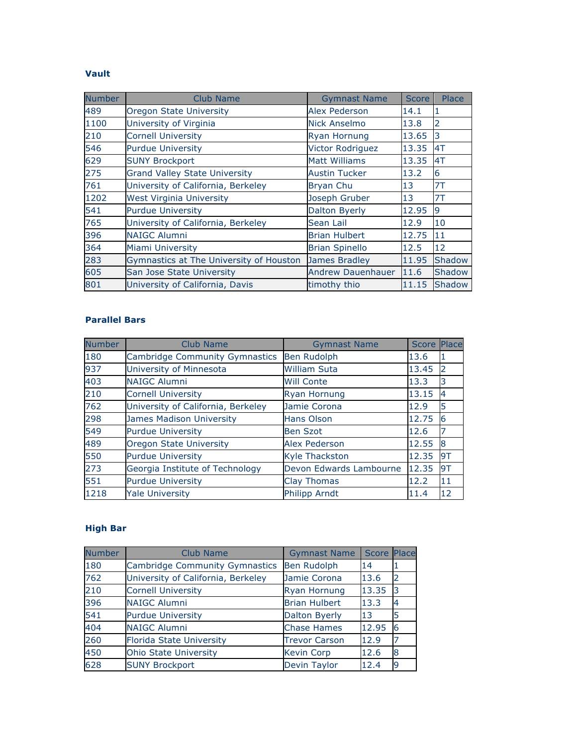### Vault

| Number | Club Name | Gymnast Name | Score | Place |
|---|---|---|---|---|
| 489 | Oregon State University | Alex Pederson | 14.1 | 1 |
| 1100 | University of Virginia | Nick Anselmo | 13.8 | 2 |
| 210 | Cornell University | Ryan Hornung | 13.65 | 3 |
| 546 | Purdue University | Victor Rodriguez | 13.35 | 4T |
| 629 | SUNY Brockport | Matt Williams | 13.35 | 4T |
| 275 | Grand Valley State University | Austin Tucker | 13.2 | 6 |
| 761 | University of California, Berkeley | Bryan Chu | 13 | 7T |
| 1202 | West Virginia University | Joseph Gruber | 13 | 7T |
| 541 | Purdue University | Dalton Byerly | 12.95 | 9 |
| 765 | University of California, Berkeley | Sean Lail | 12.9 | 10 |
| 396 | NAIGC Alumni | Brian Hulbert | 12.75 | 11 |
| 364 | Miami University | Brian Spinello | 12.5 | 12 |
| 283 | Gymnastics at The University of Houston | James Bradley | 11.95 | Shadow |
| 605 | San Jose State University | Andrew Dauenhauer | 11.6 | Shadow |
| 801 | University of California, Davis | timothy thio | 11.15 | Shadow |

### Parallel Bars

| Number | Club Name | Gymnast Name | Score | Place |
|---|---|---|---|---|
| 180 | Cambridge Community Gymnastics | Ben Rudolph | 13.6 | 1 |
| 937 | University of Minnesota | William Suta | 13.45 | 2 |
| 403 | NAIGC Alumni | Will Conte | 13.3 | 3 |
| 210 | Cornell University | Ryan Hornung | 13.15 | 4 |
| 762 | University of California, Berkeley | Jamie Corona | 12.9 | 5 |
| 298 | James Madison University | Hans Olson | 12.75 | 6 |
| 549 | Purdue University | Ben Szot | 12.6 | 7 |
| 489 | Oregon State University | Alex Pederson | 12.55 | 8 |
| 550 | Purdue University | Kyle Thackston | 12.35 | 9T |
| 273 | Georgia Institute of Technology | Devon Edwards Lambourne | 12.35 | 9T |
| 551 | Purdue University | Clay Thomas | 12.2 | 11 |
| 1218 | Yale University | Philipp Arndt | 11.4 | 12 |

### High Bar

| Number | Club Name | Gymnast Name | Score | Place |
|---|---|---|---|---|
| 180 | Cambridge Community Gymnastics | Ben Rudolph | 14 | 1 |
| 762 | University of California, Berkeley | Jamie Corona | 13.6 | 2 |
| 210 | Cornell University | Ryan Hornung | 13.35 | 3 |
| 396 | NAIGC Alumni | Brian Hulbert | 13.3 | 4 |
| 541 | Purdue University | Dalton Byerly | 13 | 5 |
| 404 | NAIGC Alumni | Chase Hames | 12.95 | 6 |
| 260 | Florida State University | Trevor Carson | 12.9 | 7 |
| 450 | Ohio State University | Kevin Corp | 12.6 | 8 |
| 628 | SUNY Brockport | Devin Taylor | 12.4 | 9 |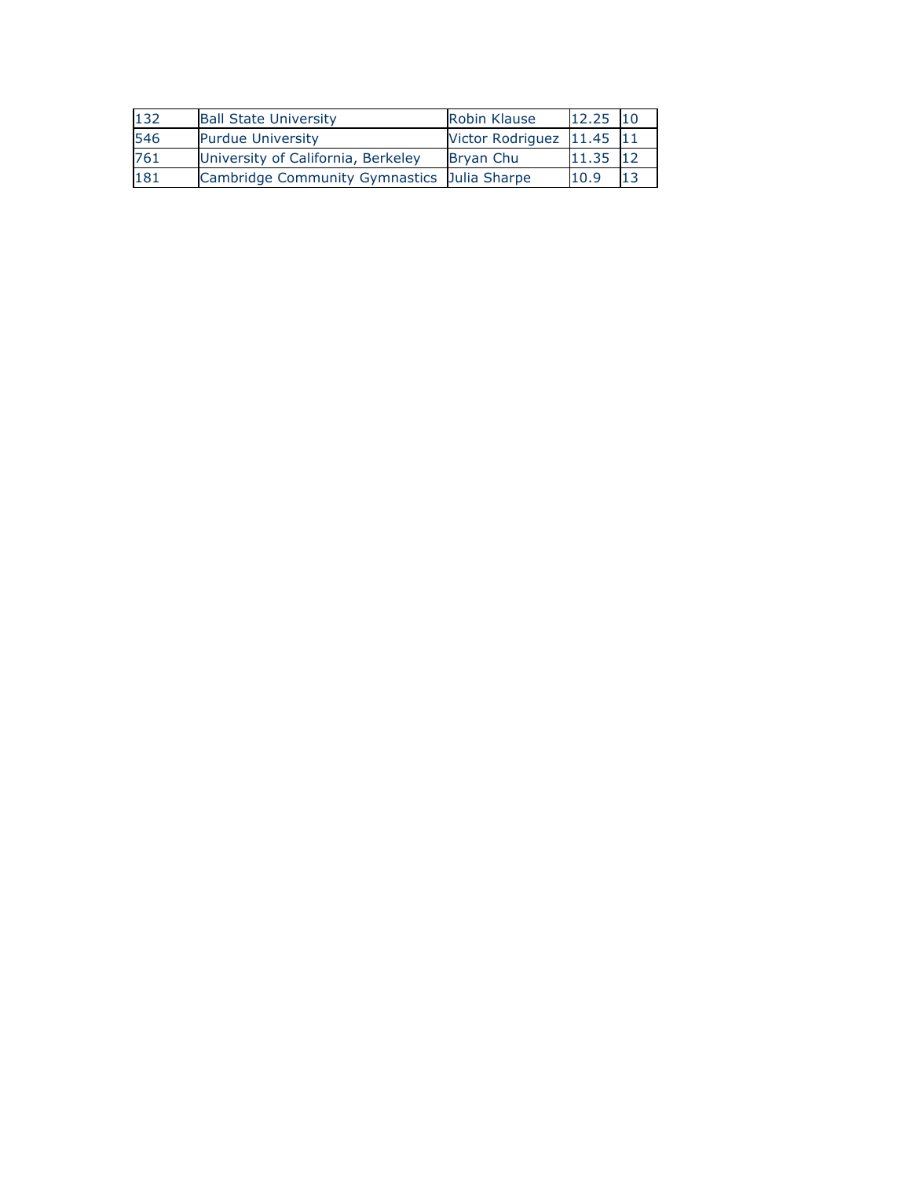| | | | | |
|---|---|---|---|---|
| 132 | Ball State University | Robin Klause | 12.25 | 10 |
| 546 | Purdue University | Victor Rodriguez | 11.45 | 11 |
| 761 | University of California, Berkeley | Bryan Chu | 11.35 | 12 |
| 181 | Cambridge Community Gymnastics | Julia Sharpe | 10.9 | 13 |